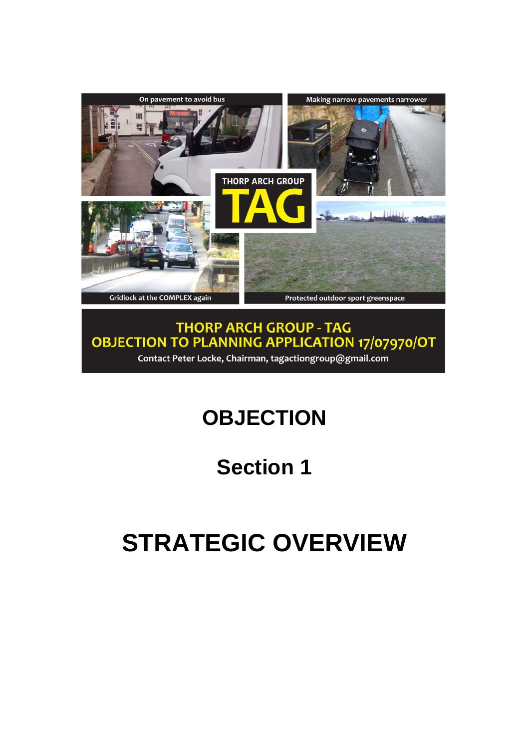On pavement to avoid bus

Making narrow pavements narrower

THORP ARCH GROUP

TAG

Gridlock at the COMPLEX again

Protected outdoor sport greenspace

**THORP ARCH GROUP - TAG**
**OBJECTION TO PLANNING APPLICATION 17/07970/OT**

Contact Peter Locke, Chairman, tagactiongroup@gmail.com

# OBJECTION

## Section 1

# STRATEGIC OVERVIEW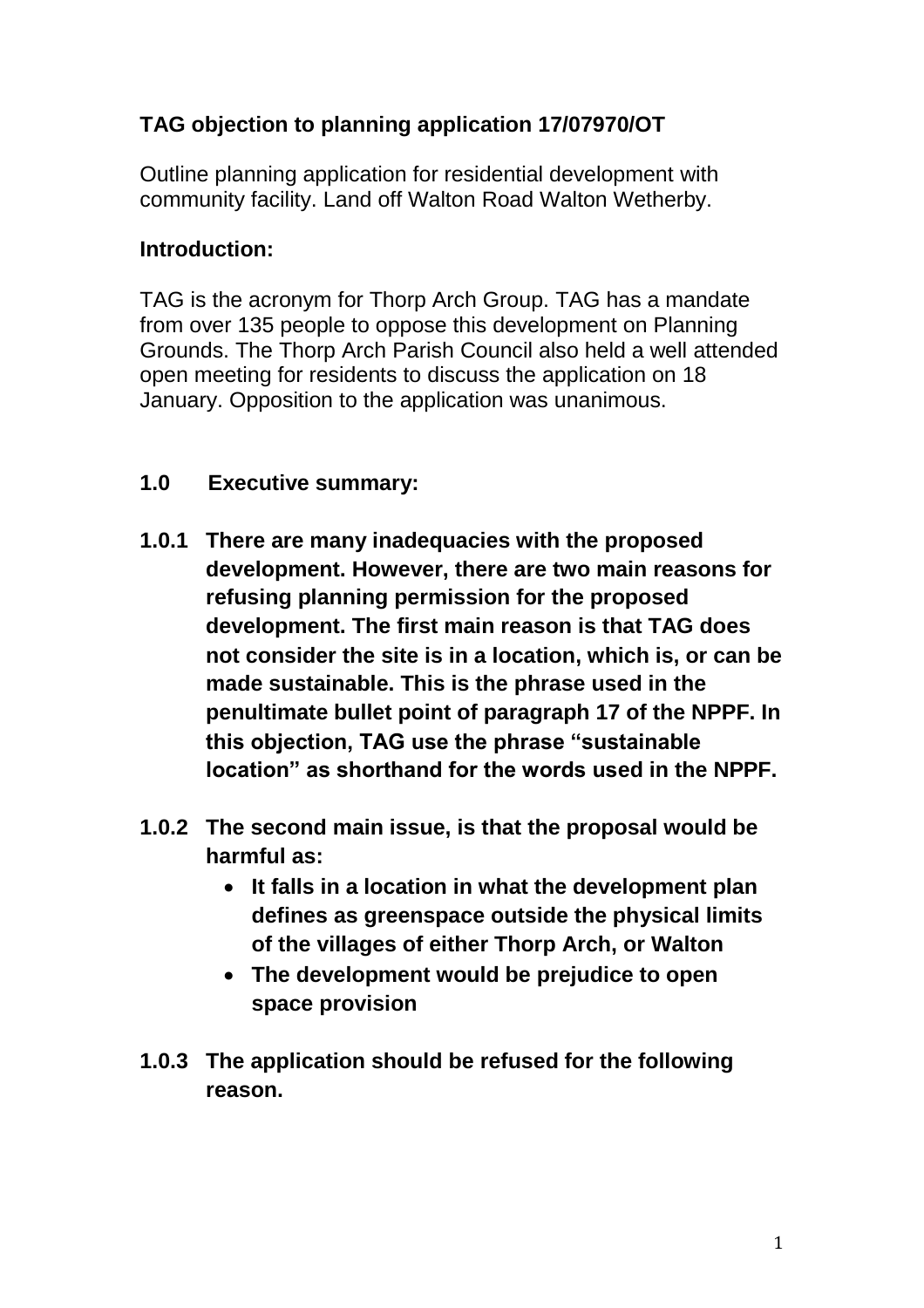## TAG objection to planning application 17/07970/OT

Outline planning application for residential development with community facility. Land off Walton Road Walton Wetherby.

### Introduction:

TAG is the acronym for Thorp Arch Group. TAG has a mandate from over 135 people to oppose this development on Planning Grounds. The Thorp Arch Parish Council also held a well attended open meeting for residents to discuss the application on 18 January. Opposition to the application was unanimous.

### 1.0 Executive summary:

**1.0.1 There are many inadequacies with the proposed development. However, there are two main reasons for refusing planning permission for the proposed development. The first main reason is that TAG does not consider the site is in a location, which is, or can be made sustainable. This is the phrase used in the penultimate bullet point of paragraph 17 of the NPPF. In this objection, TAG use the phrase "sustainable location" as shorthand for the words used in the NPPF.**

**1.0.2 The second main issue, is that the proposal would be harmful as:**

- **It falls in a location in what the development plan defines as greenspace outside the physical limits of the villages of either Thorp Arch, or Walton**
- **The development would be prejudice to open space provision**

**1.0.3 The application should be refused for the following reason.**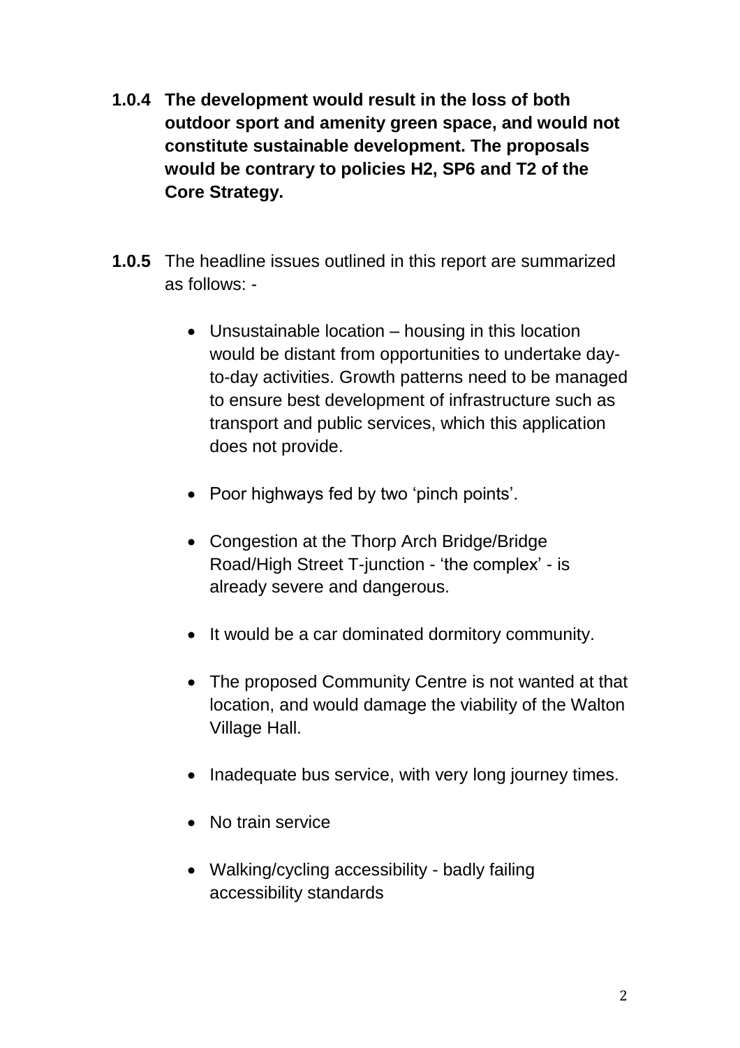**1.0.4 The development would result in the loss of both outdoor sport and amenity green space, and would not constitute sustainable development. The proposals would be contrary to policies H2, SP6 and T2 of the Core Strategy.**

**1.0.5** The headline issues outlined in this report are summarized as follows: -

- Unsustainable location – housing in this location would be distant from opportunities to undertake day-to-day activities. Growth patterns need to be managed to ensure best development of infrastructure such as transport and public services, which this application does not provide.
- Poor highways fed by two 'pinch points'.
- Congestion at the Thorp Arch Bridge/Bridge Road/High Street T-junction - 'the complex' - is already severe and dangerous.
- It would be a car dominated dormitory community.
- The proposed Community Centre is not wanted at that location, and would damage the viability of the Walton Village Hall.
- Inadequate bus service, with very long journey times.
- No train service
- Walking/cycling accessibility - badly failing accessibility standards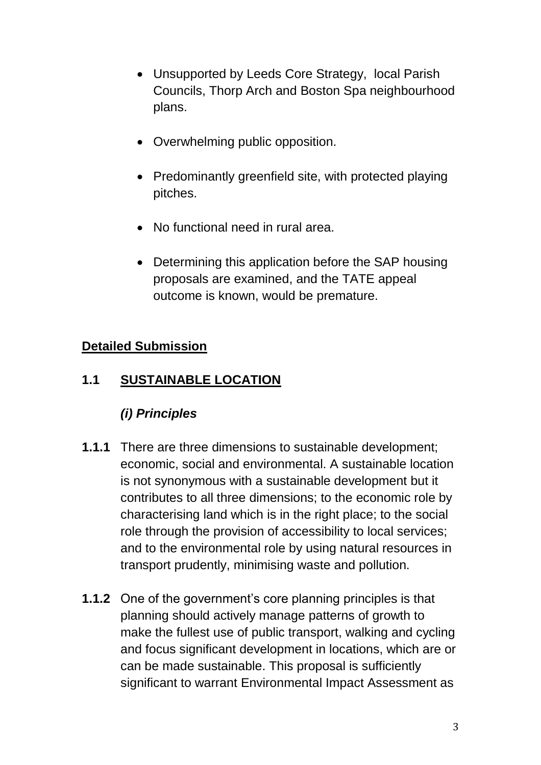- Unsupported by Leeds Core Strategy,  local Parish Councils, Thorp Arch and Boston Spa neighbourhood plans.
- Overwhelming public opposition.
- Predominantly greenfield site, with protected playing pitches.
- No functional need in rural area.
- Determining this application before the SAP housing proposals are examined, and the TATE appeal outcome is known, would be premature.

## Detailed Submission

### 1.1 SUSTAINABLE LOCATION

#### *(i) Principles*

**1.1.1** There are three dimensions to sustainable development; economic, social and environmental. A sustainable location is not synonymous with a sustainable development but it contributes to all three dimensions; to the economic role by characterising land which is in the right place; to the social role through the provision of accessibility to local services; and to the environmental role by using natural resources in transport prudently, minimising waste and pollution.

**1.1.2** One of the government's core planning principles is that planning should actively manage patterns of growth to make the fullest use of public transport, walking and cycling and focus significant development in locations, which are or can be made sustainable. This proposal is sufficiently significant to warrant Environmental Impact Assessment as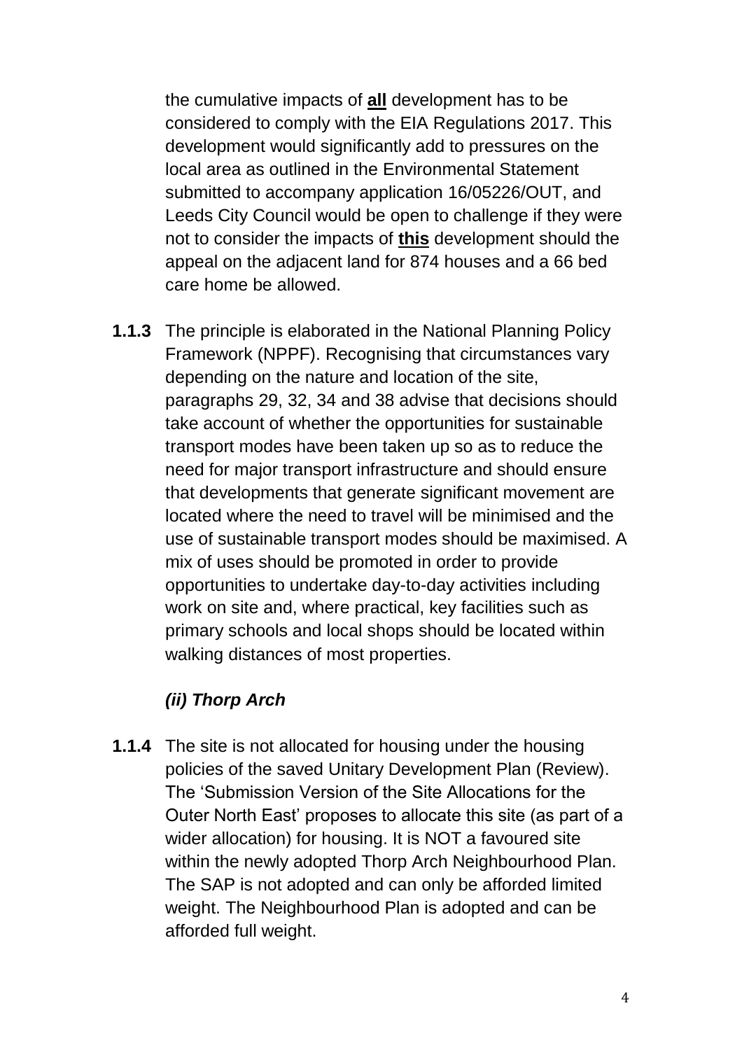the cumulative impacts of **<u>all</u>** development has to be considered to comply with the EIA Regulations 2017. This development would significantly add to pressures on the local area as outlined in the Environmental Statement submitted to accompany application 16/05226/OUT, and Leeds City Council would be open to challenge if they were not to consider the impacts of **<u>this</u>** development should the appeal on the adjacent land for 874 houses and a 66 bed care home be allowed.

**1.1.3** The principle is elaborated in the National Planning Policy Framework (NPPF). Recognising that circumstances vary depending on the nature and location of the site, paragraphs 29, 32, 34 and 38 advise that decisions should take account of whether the opportunities for sustainable transport modes have been taken up so as to reduce the need for major transport infrastructure and should ensure that developments that generate significant movement are located where the need to travel will be minimised and the use of sustainable transport modes should be maximised. A mix of uses should be promoted in order to provide opportunities to undertake day-to-day activities including work on site and, where practical, key facilities such as primary schools and local shops should be located within walking distances of most properties.

***(ii) Thorp Arch***

**1.1.4** The site is not allocated for housing under the housing policies of the saved Unitary Development Plan (Review). The 'Submission Version of the Site Allocations for the Outer North East' proposes to allocate this site (as part of a wider allocation) for housing. It is NOT a favoured site within the newly adopted Thorp Arch Neighbourhood Plan. The SAP is not adopted and can only be afforded limited weight. The Neighbourhood Plan is adopted and can be afforded full weight.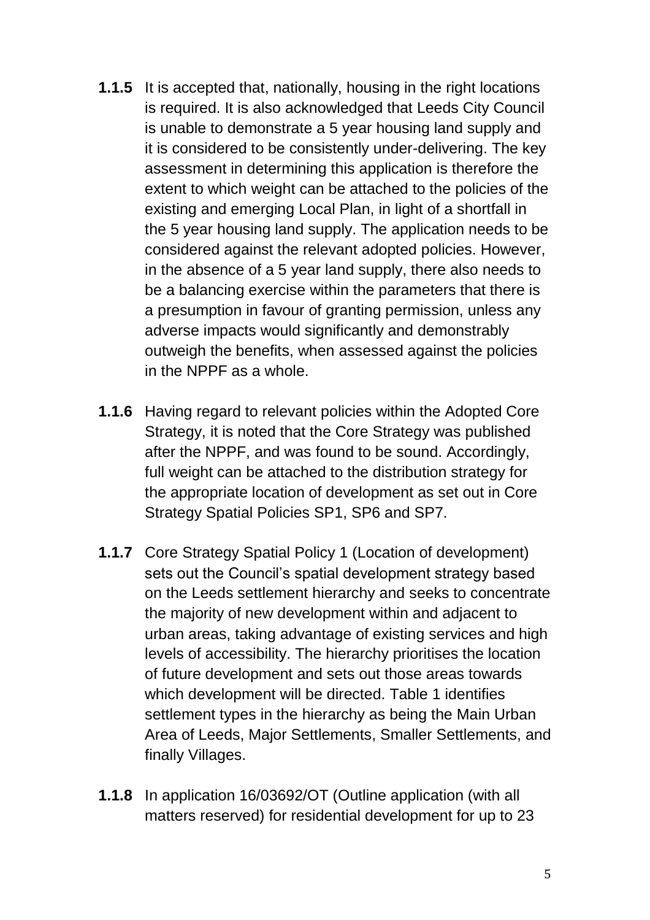**1.1.5** It is accepted that, nationally, housing in the right locations is required. It is also acknowledged that Leeds City Council is unable to demonstrate a 5 year housing land supply and it is considered to be consistently under-delivering. The key assessment in determining this application is therefore the extent to which weight can be attached to the policies of the existing and emerging Local Plan, in light of a shortfall in the 5 year housing land supply. The application needs to be considered against the relevant adopted policies. However, in the absence of a 5 year land supply, there also needs to be a balancing exercise within the parameters that there is a presumption in favour of granting permission, unless any adverse impacts would significantly and demonstrably outweigh the benefits, when assessed against the policies in the NPPF as a whole.

**1.1.6** Having regard to relevant policies within the Adopted Core Strategy, it is noted that the Core Strategy was published after the NPPF, and was found to be sound. Accordingly, full weight can be attached to the distribution strategy for the appropriate location of development as set out in Core Strategy Spatial Policies SP1, SP6 and SP7.

**1.1.7** Core Strategy Spatial Policy 1 (Location of development) sets out the Council's spatial development strategy based on the Leeds settlement hierarchy and seeks to concentrate the majority of new development within and adjacent to urban areas, taking advantage of existing services and high levels of accessibility. The hierarchy prioritises the location of future development and sets out those areas towards which development will be directed. Table 1 identifies settlement types in the hierarchy as being the Main Urban Area of Leeds, Major Settlements, Smaller Settlements, and finally Villages.

**1.1.8** In application 16/03692/OT (Outline application (with all matters reserved) for residential development for up to 23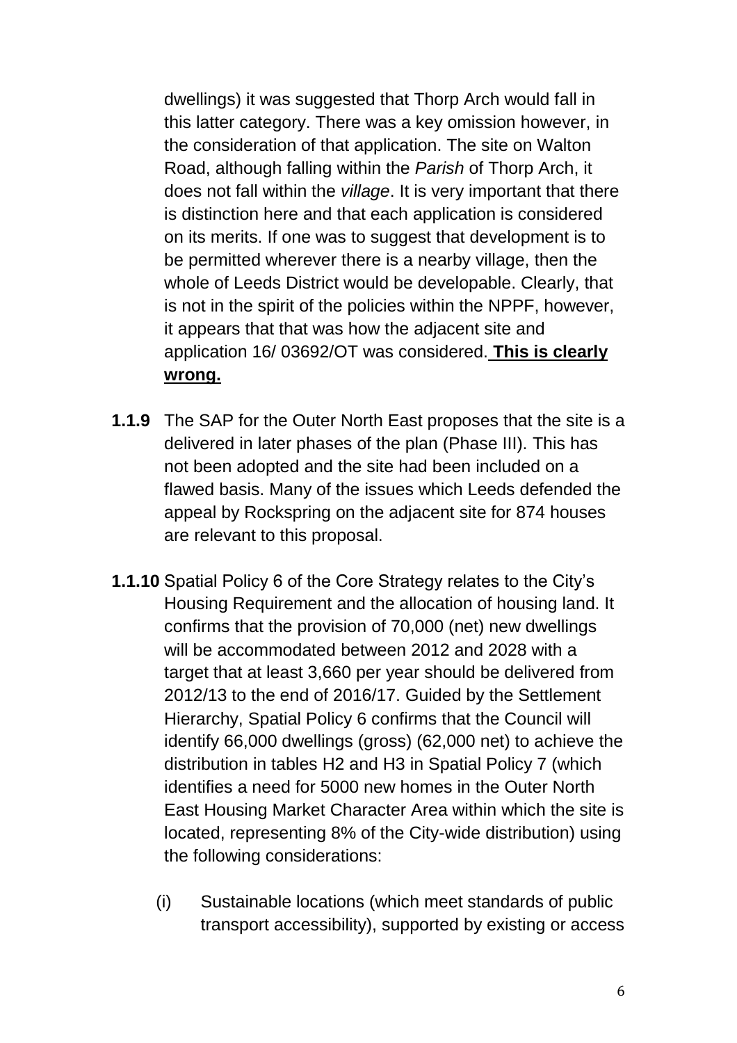dwellings) it was suggested that Thorp Arch would fall in this latter category. There was a key omission however, in the consideration of that application. The site on Walton Road, although falling within the *Parish* of Thorp Arch, it does not fall within the *village*. It is very important that there is distinction here and that each application is considered on its merits. If one was to suggest that development is to be permitted wherever there is a nearby village, then the whole of Leeds District would be developable. Clearly, that is not in the spirit of the policies within the NPPF, however, it appears that that was how the adjacent site and application 16/ 03692/OT was considered. **<u>This is clearly wrong.</u>**

**1.1.9** The SAP for the Outer North East proposes that the site is a delivered in later phases of the plan (Phase III). This has not been adopted and the site had been included on a flawed basis. Many of the issues which Leeds defended the appeal by Rockspring on the adjacent site for 874 houses are relevant to this proposal.

**1.1.10** Spatial Policy 6 of the Core Strategy relates to the City's Housing Requirement and the allocation of housing land. It confirms that the provision of 70,000 (net) new dwellings will be accommodated between 2012 and 2028 with a target that at least 3,660 per year should be delivered from 2012/13 to the end of 2016/17. Guided by the Settlement Hierarchy, Spatial Policy 6 confirms that the Council will identify 66,000 dwellings (gross) (62,000 net) to achieve the distribution in tables H2 and H3 in Spatial Policy 7 (which identifies a need for 5000 new homes in the Outer North East Housing Market Character Area within which the site is located, representing 8% of the City-wide distribution) using the following considerations:

(i) Sustainable locations (which meet standards of public transport accessibility), supported by existing or access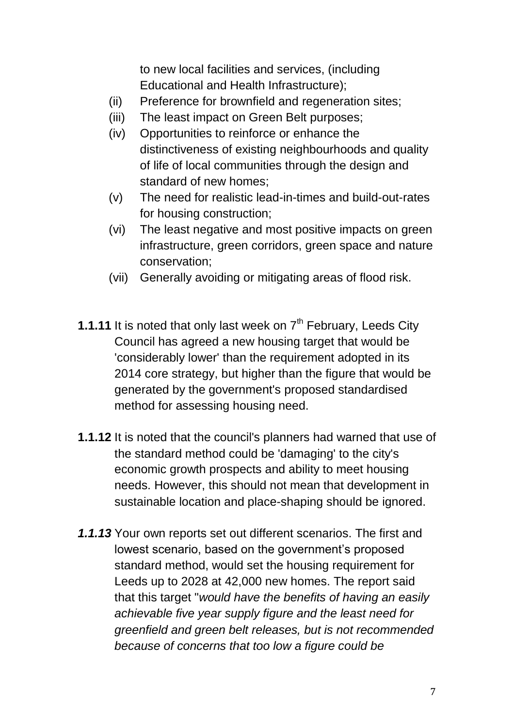to new local facilities and services, (including Educational and Health Infrastructure);

(ii) Preference for brownfield and regeneration sites;

(iii) The least impact on Green Belt purposes;

(iv) Opportunities to reinforce or enhance the distinctiveness of existing neighbourhoods and quality of life of local communities through the design and standard of new homes;

(v) The need for realistic lead-in-times and build-out-rates for housing construction;

(vi) The least negative and most positive impacts on green infrastructure, green corridors, green space and nature conservation;

(vii) Generally avoiding or mitigating areas of flood risk.

**1.1.11** It is noted that only last week on 7th February, Leeds City Council has agreed a new housing target that would be 'considerably lower' than the requirement adopted in its 2014 core strategy, but higher than the figure that would be generated by the government's proposed standardised method for assessing housing need.

**1.1.12** It is noted that the council's planners had warned that use of the standard method could be 'damaging' to the city's economic growth prospects and ability to meet housing needs. However, this should not mean that development in sustainable location and place-shaping should be ignored.

***1.1.13*** Your own reports set out different scenarios. The first and lowest scenario, based on the government's proposed standard method, would set the housing requirement for Leeds up to 2028 at 42,000 new homes. The report said that this target "*would have the benefits of having an easily achievable five year supply figure and the least need for greenfield and green belt releases, but is not recommended because of concerns that too low a figure could be*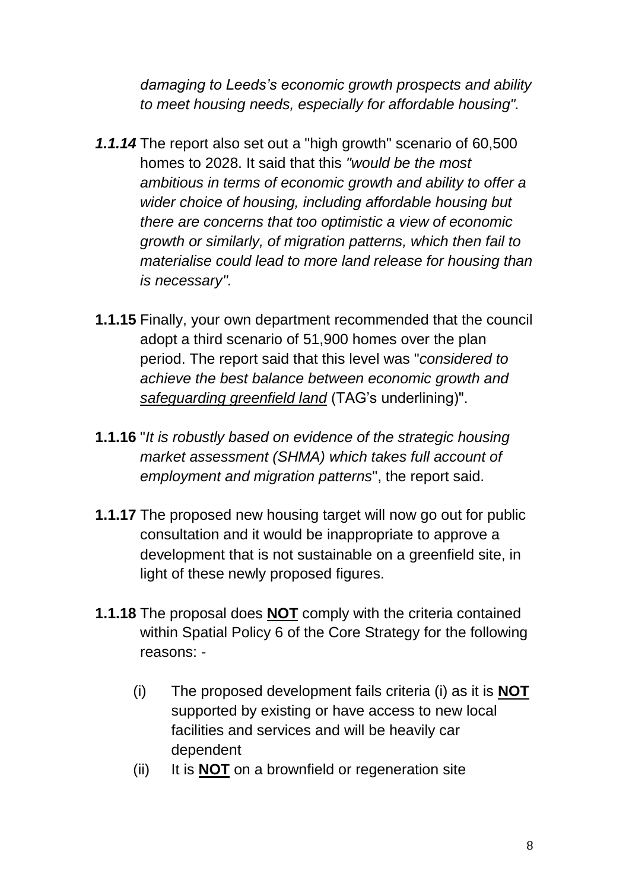*damaging to Leeds's economic growth prospects and ability to meet housing needs, especially for affordable housing".*

***1.1.14*** The report also set out a "high growth" scenario of 60,500 homes to 2028. It said that this *"would be the most ambitious in terms of economic growth and ability to offer a wider choice of housing, including affordable housing but there are concerns that too optimistic a view of economic growth or similarly, of migration patterns, which then fail to materialise could lead to more land release for housing than is necessary".*

**1.1.15** Finally, your own department recommended that the council adopt a third scenario of 51,900 homes over the plan period. The report said that this level was "*considered to achieve the best balance between economic growth and* <u>*safeguarding greenfield land*</u> (TAG's underlining)".

**1.1.16** "*It is robustly based on evidence of the strategic housing market assessment (SHMA) which takes full account of employment and migration patterns*", the report said.

**1.1.17** The proposed new housing target will now go out for public consultation and it would be inappropriate to approve a development that is not sustainable on a greenfield site, in light of these newly proposed figures.

**1.1.18** The proposal does <u>**NOT**</u> comply with the criteria contained within Spatial Policy 6 of the Core Strategy for the following reasons: -

(i) The proposed development fails criteria (i) as it is <u>**NOT**</u> supported by existing or have access to new local facilities and services and will be heavily car dependent

(ii) It is <u>**NOT**</u> on a brownfield or regeneration site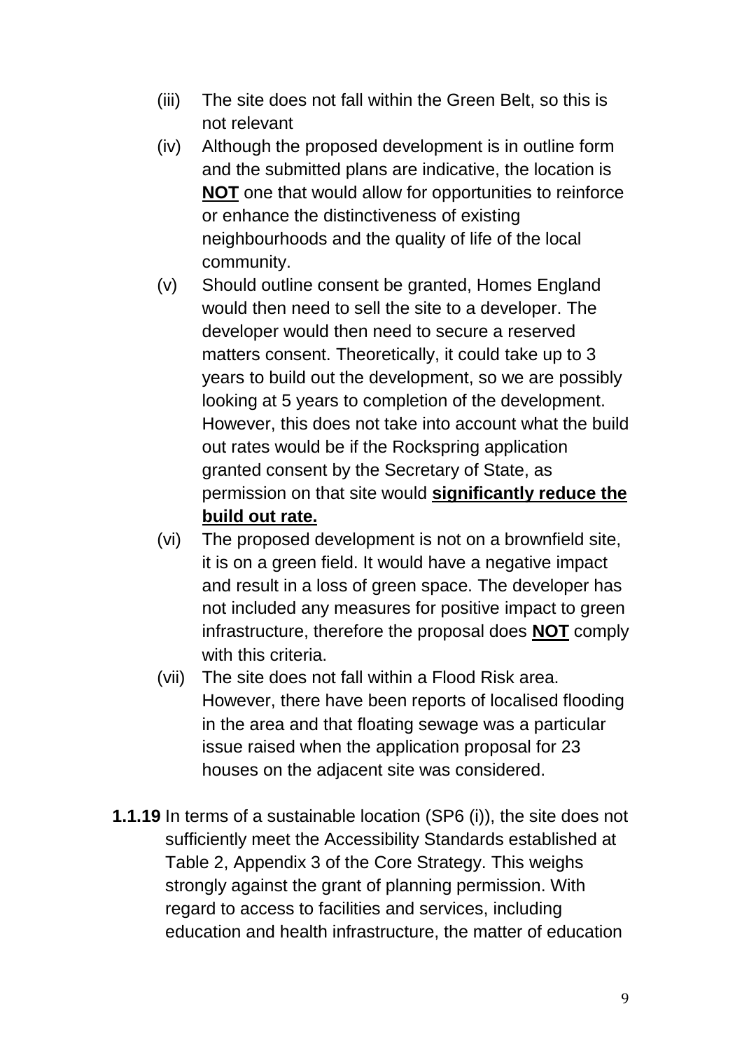(iii) The site does not fall within the Green Belt, so this is not relevant

(iv) Although the proposed development is in outline form and the submitted plans are indicative, the location is **<u>NOT</u>** one that would allow for opportunities to reinforce or enhance the distinctiveness of existing neighbourhoods and the quality of life of the local community.

(v) Should outline consent be granted, Homes England would then need to sell the site to a developer. The developer would then need to secure a reserved matters consent. Theoretically, it could take up to 3 years to build out the development, so we are possibly looking at 5 years to completion of the development. However, this does not take into account what the build out rates would be if the Rockspring application granted consent by the Secretary of State, as permission on that site would **<u>significantly reduce the build out rate.</u>**

(vi) The proposed development is not on a brownfield site, it is on a green field. It would have a negative impact and result in a loss of green space. The developer has not included any measures for positive impact to green infrastructure, therefore the proposal does **<u>NOT</u>** comply with this criteria.

(vii) The site does not fall within a Flood Risk area. However, there have been reports of localised flooding in the area and that floating sewage was a particular issue raised when the application proposal for 23 houses on the adjacent site was considered.

**1.1.19** In terms of a sustainable location (SP6 (i)), the site does not sufficiently meet the Accessibility Standards established at Table 2, Appendix 3 of the Core Strategy. This weighs strongly against the grant of planning permission. With regard to access to facilities and services, including education and health infrastructure, the matter of education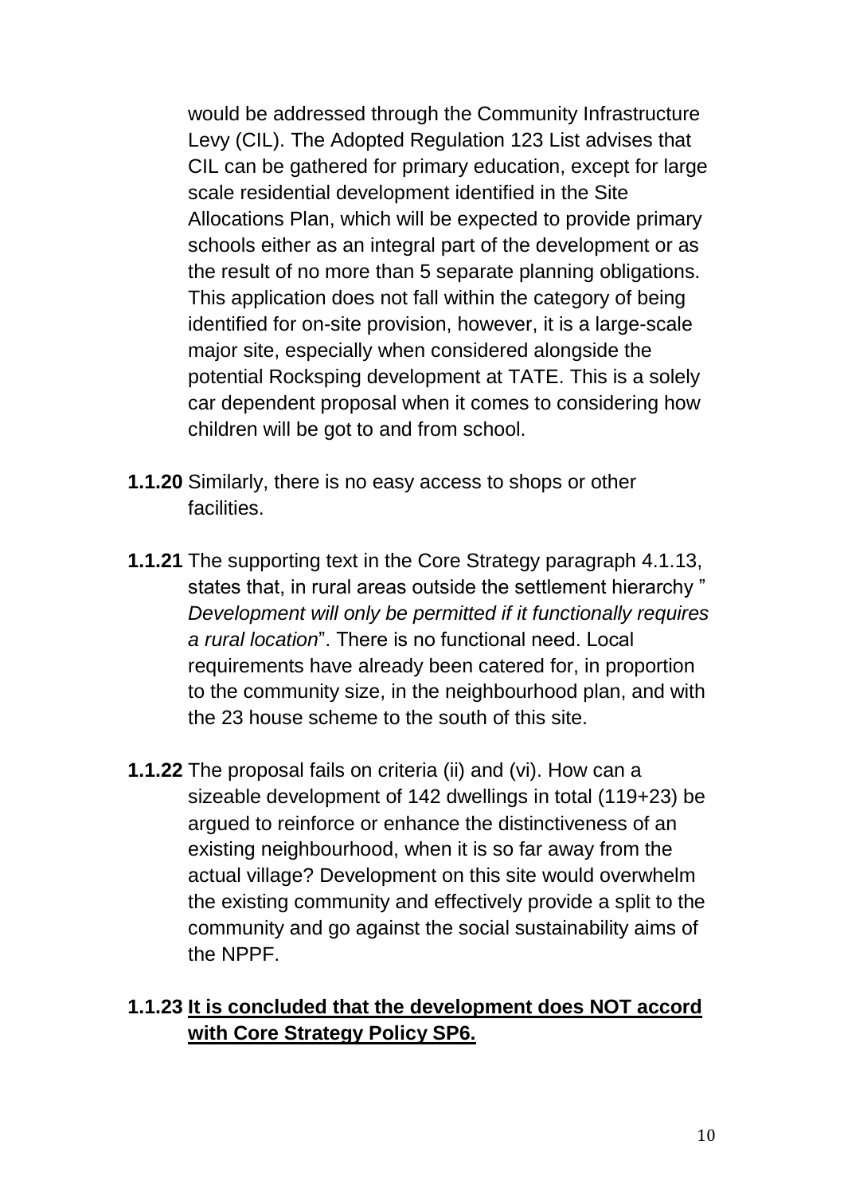would be addressed through the Community Infrastructure Levy (CIL). The Adopted Regulation 123 List advises that CIL can be gathered for primary education, except for large scale residential development identified in the Site Allocations Plan, which will be expected to provide primary schools either as an integral part of the development or as the result of no more than 5 separate planning obligations. This application does not fall within the category of being identified for on-site provision, however, it is a large-scale major site, especially when considered alongside the potential Rocksping development at TATE. This is a solely car dependent proposal when it comes to considering how children will be got to and from school.

**1.1.20** Similarly, there is no easy access to shops or other facilities.

**1.1.21** The supporting text in the Core Strategy paragraph 4.1.13, states that, in rural areas outside the settlement hierarchy " *Development will only be permitted if it functionally requires a rural location*". There is no functional need. Local requirements have already been catered for, in proportion to the community size, in the neighbourhood plan, and with the 23 house scheme to the south of this site.

**1.1.22** The proposal fails on criteria (ii) and (vi). How can a sizeable development of 142 dwellings in total (119+23) be argued to reinforce or enhance the distinctiveness of an existing neighbourhood, when it is so far away from the actual village? Development on this site would overwhelm the existing community and effectively provide a split to the community and go against the social sustainability aims of the NPPF.

**1.1.23** **<u>It is concluded that the development does NOT accord with Core Strategy Policy SP6.</u>**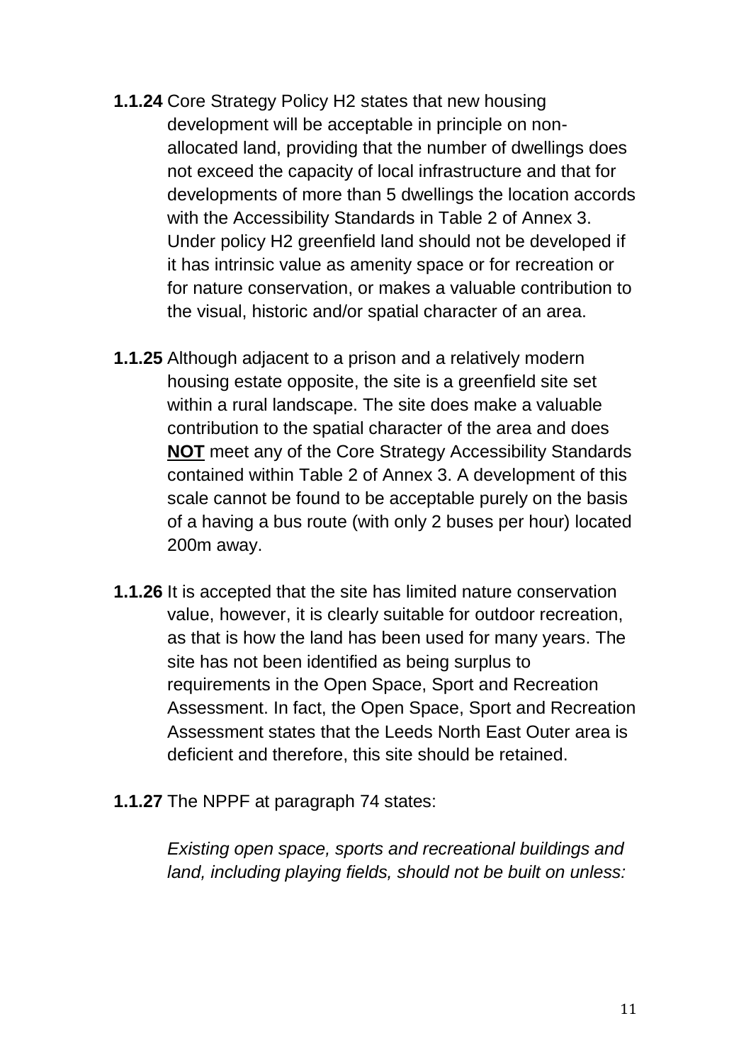**1.1.24** Core Strategy Policy H2 states that new housing development will be acceptable in principle on non-allocated land, providing that the number of dwellings does not exceed the capacity of local infrastructure and that for developments of more than 5 dwellings the location accords with the Accessibility Standards in Table 2 of Annex 3. Under policy H2 greenfield land should not be developed if it has intrinsic value as amenity space or for recreation or for nature conservation, or makes a valuable contribution to the visual, historic and/or spatial character of an area.

**1.1.25** Although adjacent to a prison and a relatively modern housing estate opposite, the site is a greenfield site set within a rural landscape. The site does make a valuable contribution to the spatial character of the area and does **<u>NOT</u>** meet any of the Core Strategy Accessibility Standards contained within Table 2 of Annex 3. A development of this scale cannot be found to be acceptable purely on the basis of a having a bus route (with only 2 buses per hour) located 200m away.

**1.1.26** It is accepted that the site has limited nature conservation value, however, it is clearly suitable for outdoor recreation, as that is how the land has been used for many years. The site has not been identified as being surplus to requirements in the Open Space, Sport and Recreation Assessment. In fact, the Open Space, Sport and Recreation Assessment states that the Leeds North East Outer area is deficient and therefore, this site should be retained.

**1.1.27** The NPPF at paragraph 74 states:

*Existing open space, sports and recreational buildings and land, including playing fields, should not be built on unless:*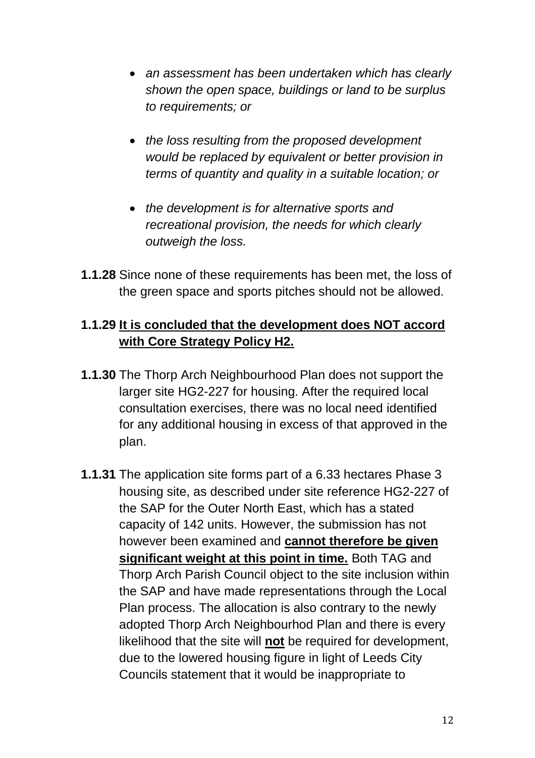- *an assessment has been undertaken which has clearly shown the open space, buildings or land to be surplus to requirements; or*

- *the loss resulting from the proposed development would be replaced by equivalent or better provision in terms of quantity and quality in a suitable location; or*

- *the development is for alternative sports and recreational provision, the needs for which clearly outweigh the loss.*

**1.1.28** Since none of these requirements has been met, the loss of the green space and sports pitches should not be allowed.

**1.1.29 <u>It is concluded that the development does NOT accord with Core Strategy Policy H2.</u>**

**1.1.30** The Thorp Arch Neighbourhood Plan does not support the larger site HG2-227 for housing. After the required local consultation exercises, there was no local need identified for any additional housing in excess of that approved in the plan.

**1.1.31** The application site forms part of a 6.33 hectares Phase 3 housing site, as described under site reference HG2-227 of the SAP for the Outer North East, which has a stated capacity of 142 units. However, the submission has not however been examined and **<u>cannot therefore be given significant weight at this point in time.</u>** Both TAG and Thorp Arch Parish Council object to the site inclusion within the SAP and have made representations through the Local Plan process. The allocation is also contrary to the newly adopted Thorp Arch Neighbourhod Plan and there is every likelihood that the site will **<u>not</u>** be required for development, due to the lowered housing figure in light of Leeds City Councils statement that it would be inappropriate to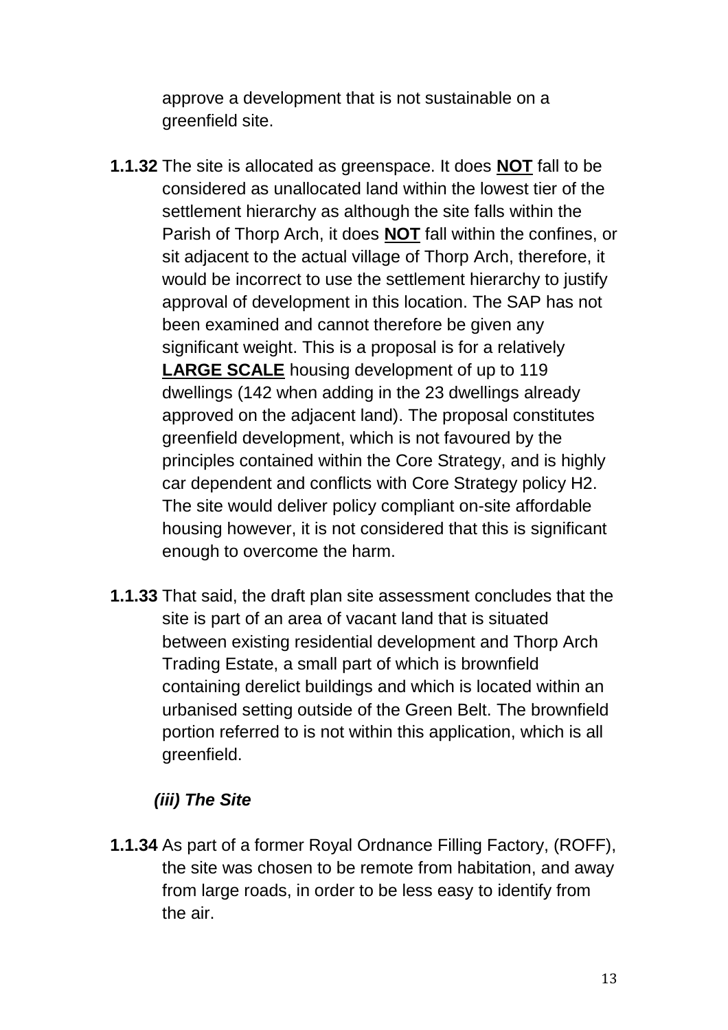approve a development that is not sustainable on a greenfield site.

**1.1.32** The site is allocated as greenspace. It does **NOT** fall to be considered as unallocated land within the lowest tier of the settlement hierarchy as although the site falls within the Parish of Thorp Arch, it does **NOT** fall within the confines, or sit adjacent to the actual village of Thorp Arch, therefore, it would be incorrect to use the settlement hierarchy to justify approval of development in this location. The SAP has not been examined and cannot therefore be given any significant weight. This is a proposal is for a relatively **LARGE SCALE** housing development of up to 119 dwellings (142 when adding in the 23 dwellings already approved on the adjacent land). The proposal constitutes greenfield development, which is not favoured by the principles contained within the Core Strategy, and is highly car dependent and conflicts with Core Strategy policy H2. The site would deliver policy compliant on-site affordable housing however, it is not considered that this is significant enough to overcome the harm.

**1.1.33** That said, the draft plan site assessment concludes that the site is part of an area of vacant land that is situated between existing residential development and Thorp Arch Trading Estate, a small part of which is brownfield containing derelict buildings and which is located within an urbanised setting outside of the Green Belt. The brownfield portion referred to is not within this application, which is all greenfield.

***(iii) The Site***

**1.1.34** As part of a former Royal Ordnance Filling Factory, (ROFF), the site was chosen to be remote from habitation, and away from large roads, in order to be less easy to identify from the air.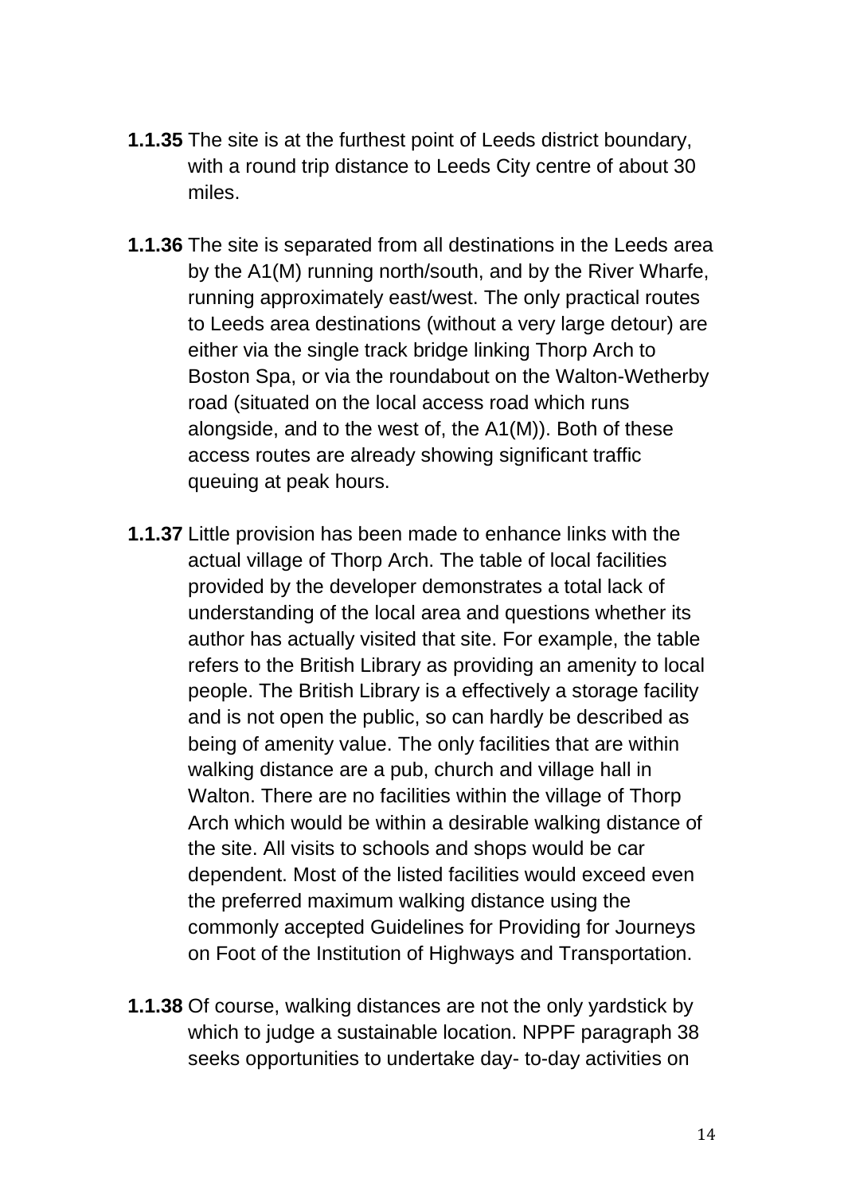**1.1.35** The site is at the furthest point of Leeds district boundary, with a round trip distance to Leeds City centre of about 30 miles.

**1.1.36** The site is separated from all destinations in the Leeds area by the A1(M) running north/south, and by the River Wharfe, running approximately east/west. The only practical routes to Leeds area destinations (without a very large detour) are either via the single track bridge linking Thorp Arch to Boston Spa, or via the roundabout on the Walton-Wetherby road (situated on the local access road which runs alongside, and to the west of, the A1(M)). Both of these access routes are already showing significant traffic queuing at peak hours.

**1.1.37** Little provision has been made to enhance links with the actual village of Thorp Arch. The table of local facilities provided by the developer demonstrates a total lack of understanding of the local area and questions whether its author has actually visited that site. For example, the table refers to the British Library as providing an amenity to local people. The British Library is a effectively a storage facility and is not open the public, so can hardly be described as being of amenity value. The only facilities that are within walking distance are a pub, church and village hall in Walton. There are no facilities within the village of Thorp Arch which would be within a desirable walking distance of the site. All visits to schools and shops would be car dependent. Most of the listed facilities would exceed even the preferred maximum walking distance using the commonly accepted Guidelines for Providing for Journeys on Foot of the Institution of Highways and Transportation.

**1.1.38** Of course, walking distances are not the only yardstick by which to judge a sustainable location. NPPF paragraph 38 seeks opportunities to undertake day- to-day activities on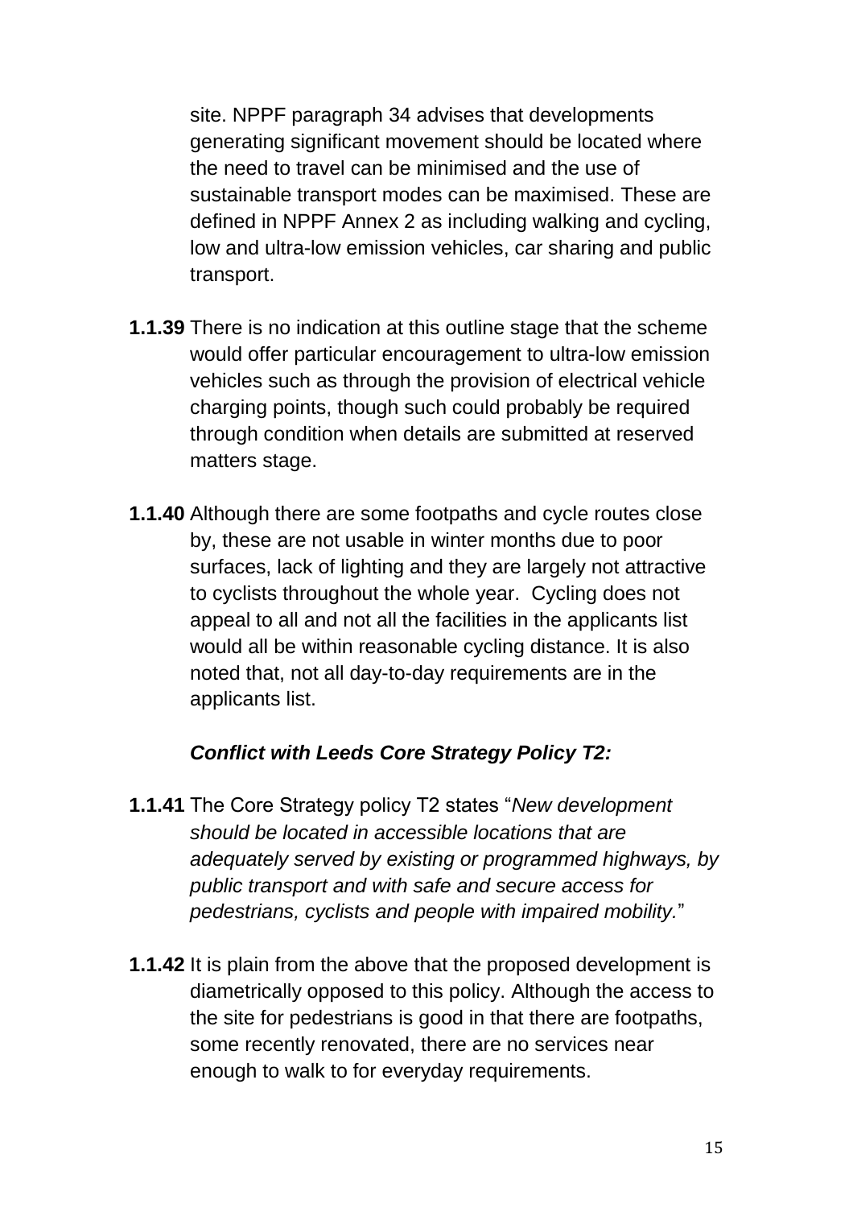site. NPPF paragraph 34 advises that developments generating significant movement should be located where the need to travel can be minimised and the use of sustainable transport modes can be maximised. These are defined in NPPF Annex 2 as including walking and cycling, low and ultra-low emission vehicles, car sharing and public transport.

**1.1.39** There is no indication at this outline stage that the scheme would offer particular encouragement to ultra-low emission vehicles such as through the provision of electrical vehicle charging points, though such could probably be required through condition when details are submitted at reserved matters stage.

**1.1.40** Although there are some footpaths and cycle routes close by, these are not usable in winter months due to poor surfaces, lack of lighting and they are largely not attractive to cyclists throughout the whole year. Cycling does not appeal to all and not all the facilities in the applicants list would all be within reasonable cycling distance. It is also noted that, not all day-to-day requirements are in the applicants list.

***Conflict with Leeds Core Strategy Policy T2:***

**1.1.41** The Core Strategy policy T2 states "*New development should be located in accessible locations that are adequately served by existing or programmed highways, by public transport and with safe and secure access for pedestrians, cyclists and people with impaired mobility.*"

**1.1.42** It is plain from the above that the proposed development is diametrically opposed to this policy. Although the access to the site for pedestrians is good in that there are footpaths, some recently renovated, there are no services near enough to walk to for everyday requirements.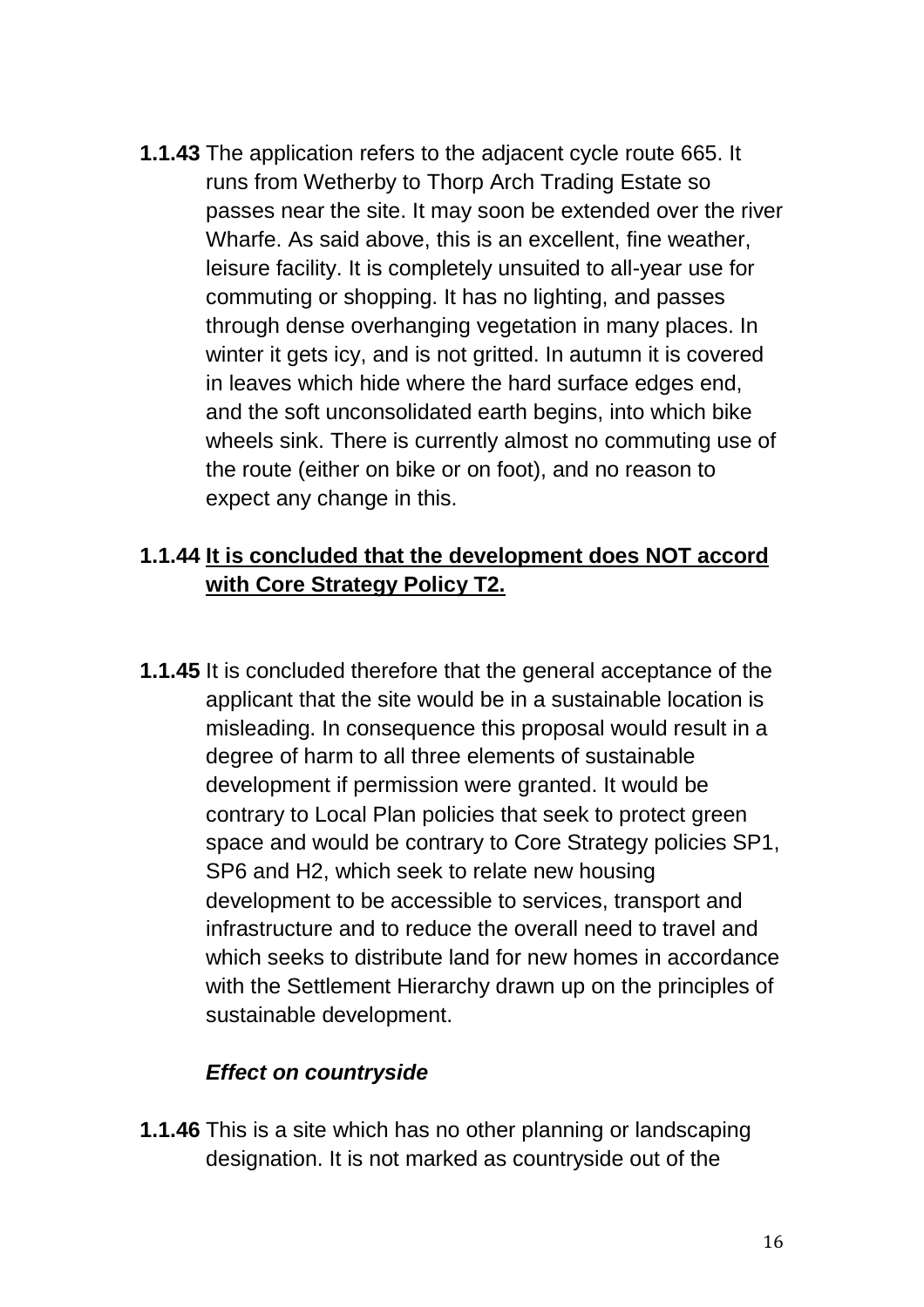**1.1.43** The application refers to the adjacent cycle route 665. It runs from Wetherby to Thorp Arch Trading Estate so passes near the site. It may soon be extended over the river Wharfe. As said above, this is an excellent, fine weather, leisure facility. It is completely unsuited to all-year use for commuting or shopping. It has no lighting, and passes through dense overhanging vegetation in many places. In winter it gets icy, and is not gritted. In autumn it is covered in leaves which hide where the hard surface edges end, and the soft unconsolidated earth begins, into which bike wheels sink. There is currently almost no commuting use of the route (either on bike or on foot), and no reason to expect any change in this.

**1.1.44 <u>It is concluded that the development does NOT accord with Core Strategy Policy T2.</u>**

**1.1.45** It is concluded therefore that the general acceptance of the applicant that the site would be in a sustainable location is misleading. In consequence this proposal would result in a degree of harm to all three elements of sustainable development if permission were granted. It would be contrary to Local Plan policies that seek to protect green space and would be contrary to Core Strategy policies SP1, SP6 and H2, which seek to relate new housing development to be accessible to services, transport and infrastructure and to reduce the overall need to travel and which seeks to distribute land for new homes in accordance with the Settlement Hierarchy drawn up on the principles of sustainable development.

***Effect on countryside***

**1.1.46** This is a site which has no other planning or landscaping designation. It is not marked as countryside out of the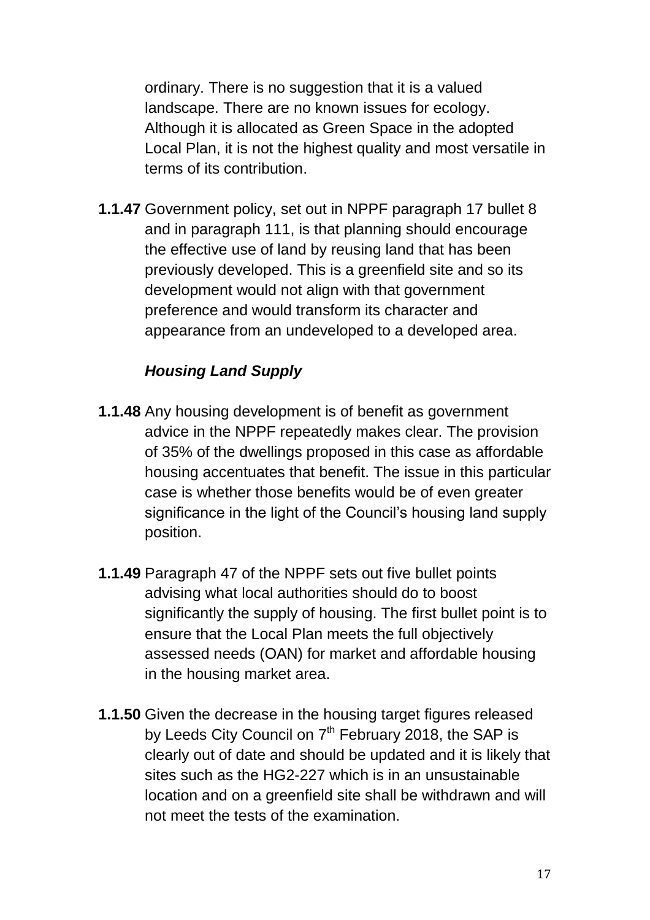ordinary. There is no suggestion that it is a valued landscape. There are no known issues for ecology. Although it is allocated as Green Space in the adopted Local Plan, it is not the highest quality and most versatile in terms of its contribution.

**1.1.47** Government policy, set out in NPPF paragraph 17 bullet 8 and in paragraph 111, is that planning should encourage the effective use of land by reusing land that has been previously developed. This is a greenfield site and so its development would not align with that government preference and would transform its character and appearance from an undeveloped to a developed area.

***Housing Land Supply***

**1.1.48** Any housing development is of benefit as government advice in the NPPF repeatedly makes clear. The provision of 35% of the dwellings proposed in this case as affordable housing accentuates that benefit. The issue in this particular case is whether those benefits would be of even greater significance in the light of the Council's housing land supply position.

**1.1.49** Paragraph 47 of the NPPF sets out five bullet points advising what local authorities should do to boost significantly the supply of housing. The first bullet point is to ensure that the Local Plan meets the full objectively assessed needs (OAN) for market and affordable housing in the housing market area.

**1.1.50** Given the decrease in the housing target figures released by Leeds City Council on 7th February 2018, the SAP is clearly out of date and should be updated and it is likely that sites such as the HG2-227 which is in an unsustainable location and on a greenfield site shall be withdrawn and will not meet the tests of the examination.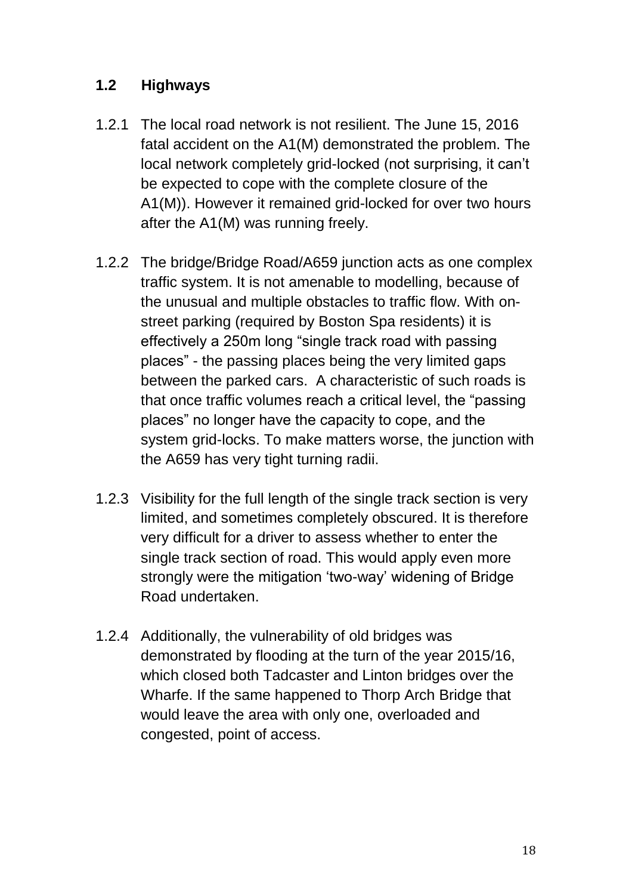## 1.2 Highways

1.2.1 The local road network is not resilient. The June 15, 2016 fatal accident on the A1(M) demonstrated the problem. The local network completely grid-locked (not surprising, it can't be expected to cope with the complete closure of the A1(M)). However it remained grid-locked for over two hours after the A1(M) was running freely.

1.2.2 The bridge/Bridge Road/A659 junction acts as one complex traffic system. It is not amenable to modelling, because of the unusual and multiple obstacles to traffic flow. With on-street parking (required by Boston Spa residents) it is effectively a 250m long "single track road with passing places" - the passing places being the very limited gaps between the parked cars. A characteristic of such roads is that once traffic volumes reach a critical level, the "passing places" no longer have the capacity to cope, and the system grid-locks. To make matters worse, the junction with the A659 has very tight turning radii.

1.2.3 Visibility for the full length of the single track section is very limited, and sometimes completely obscured. It is therefore very difficult for a driver to assess whether to enter the single track section of road. This would apply even more strongly were the mitigation 'two-way' widening of Bridge Road undertaken.

1.2.4 Additionally, the vulnerability of old bridges was demonstrated by flooding at the turn of the year 2015/16, which closed both Tadcaster and Linton bridges over the Wharfe. If the same happened to Thorp Arch Bridge that would leave the area with only one, overloaded and congested, point of access.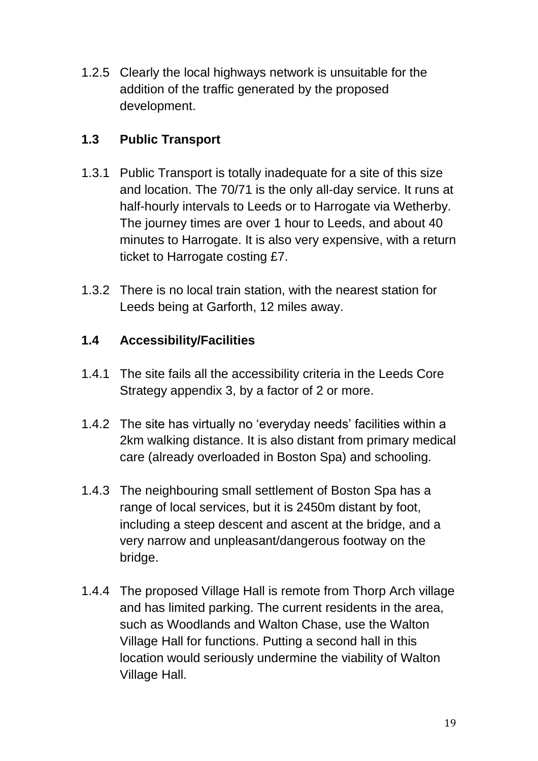1.2.5 Clearly the local highways network is unsuitable for the addition of the traffic generated by the proposed development.

## 1.3 Public Transport

1.3.1 Public Transport is totally inadequate for a site of this size and location. The 70/71 is the only all-day service. It runs at half-hourly intervals to Leeds or to Harrogate via Wetherby. The journey times are over 1 hour to Leeds, and about 40 minutes to Harrogate. It is also very expensive, with a return ticket to Harrogate costing £7.

1.3.2 There is no local train station, with the nearest station for Leeds being at Garforth, 12 miles away.

## 1.4 Accessibility/Facilities

1.4.1 The site fails all the accessibility criteria in the Leeds Core Strategy appendix 3, by a factor of 2 or more.

1.4.2 The site has virtually no 'everyday needs' facilities within a 2km walking distance. It is also distant from primary medical care (already overloaded in Boston Spa) and schooling.

1.4.3 The neighbouring small settlement of Boston Spa has a range of local services, but it is 2450m distant by foot, including a steep descent and ascent at the bridge, and a very narrow and unpleasant/dangerous footway on the bridge.

1.4.4 The proposed Village Hall is remote from Thorp Arch village and has limited parking. The current residents in the area, such as Woodlands and Walton Chase, use the Walton Village Hall for functions. Putting a second hall in this location would seriously undermine the viability of Walton Village Hall.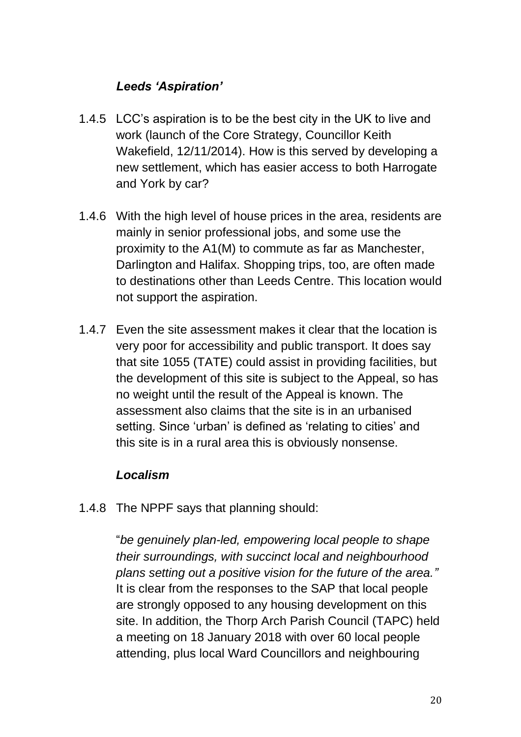### *Leeds 'Aspiration'*

1.4.5 LCC's aspiration is to be the best city in the UK to live and work (launch of the Core Strategy, Councillor Keith Wakefield, 12/11/2014). How is this served by developing a new settlement, which has easier access to both Harrogate and York by car?

1.4.6 With the high level of house prices in the area, residents are mainly in senior professional jobs, and some use the proximity to the A1(M) to commute as far as Manchester, Darlington and Halifax. Shopping trips, too, are often made to destinations other than Leeds Centre. This location would not support the aspiration.

1.4.7 Even the site assessment makes it clear that the location is very poor for accessibility and public transport. It does say that site 1055 (TATE) could assist in providing facilities, but the development of this site is subject to the Appeal, so has no weight until the result of the Appeal is known. The assessment also claims that the site is in an urbanised setting. Since 'urban' is defined as 'relating to cities' and this site is in a rural area this is obviously nonsense.

### *Localism*

1.4.8 The NPPF says that planning should:

"*be genuinely plan-led, empowering local people to shape their surroundings, with succinct local and neighbourhood plans setting out a positive vision for the future of the area."* It is clear from the responses to the SAP that local people are strongly opposed to any housing development on this site. In addition, the Thorp Arch Parish Council (TAPC) held a meeting on 18 January 2018 with over 60 local people attending, plus local Ward Councillors and neighbouring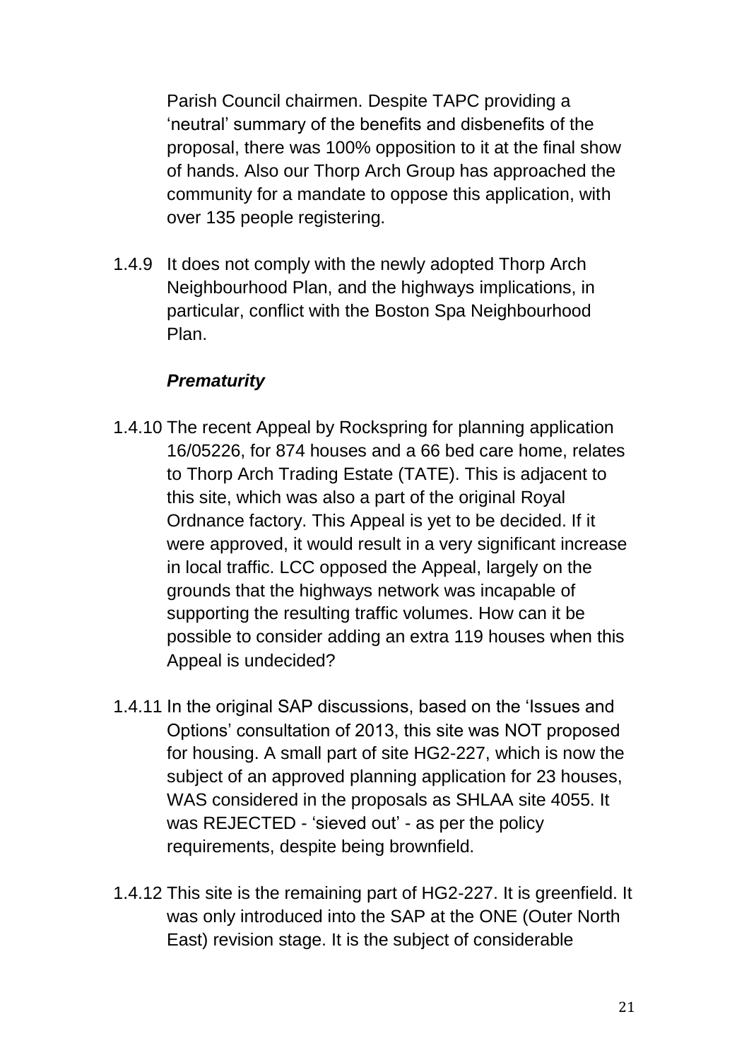Parish Council chairmen. Despite TAPC providing a 'neutral' summary of the benefits and disbenefits of the proposal, there was 100% opposition to it at the final show of hands. Also our Thorp Arch Group has approached the community for a mandate to oppose this application, with over 135 people registering.

1.4.9 It does not comply with the newly adopted Thorp Arch Neighbourhood Plan, and the highways implications, in particular, conflict with the Boston Spa Neighbourhood Plan.

***Prematurity***

1.4.10 The recent Appeal by Rockspring for planning application 16/05226, for 874 houses and a 66 bed care home, relates to Thorp Arch Trading Estate (TATE). This is adjacent to this site, which was also a part of the original Royal Ordnance factory. This Appeal is yet to be decided. If it were approved, it would result in a very significant increase in local traffic. LCC opposed the Appeal, largely on the grounds that the highways network was incapable of supporting the resulting traffic volumes. How can it be possible to consider adding an extra 119 houses when this Appeal is undecided?

1.4.11 In the original SAP discussions, based on the 'Issues and Options' consultation of 2013, this site was NOT proposed for housing. A small part of site HG2-227, which is now the subject of an approved planning application for 23 houses, WAS considered in the proposals as SHLAA site 4055. It was REJECTED - 'sieved out' - as per the policy requirements, despite being brownfield.

1.4.12 This site is the remaining part of HG2-227. It is greenfield. It was only introduced into the SAP at the ONE (Outer North East) revision stage. It is the subject of considerable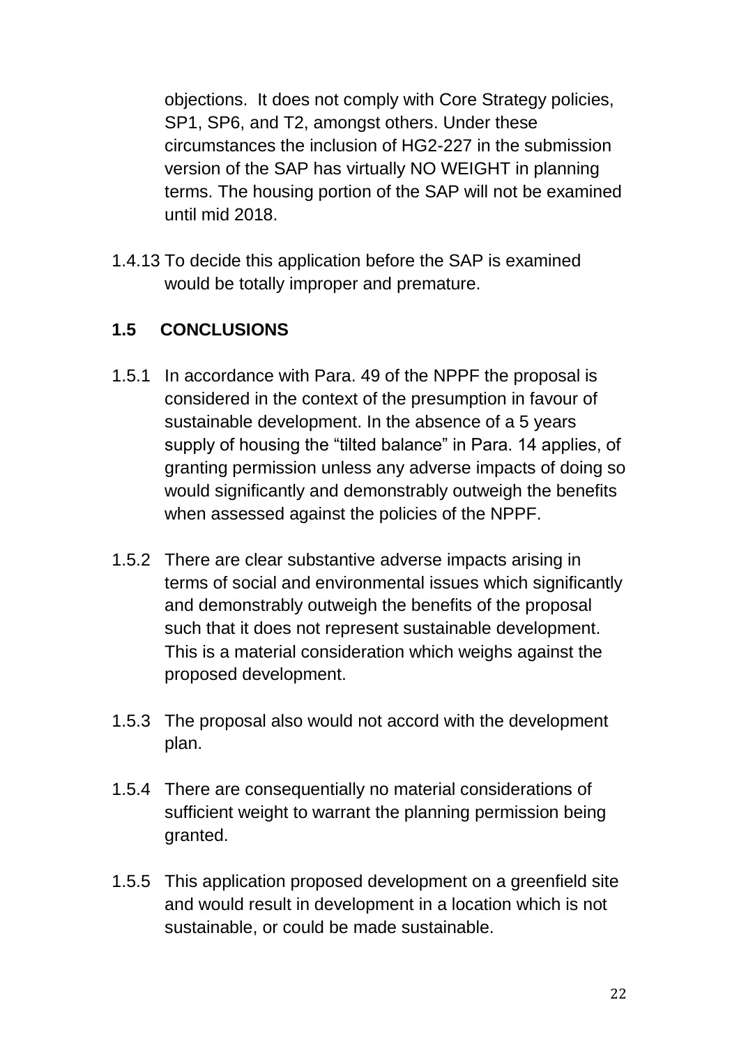objections. It does not comply with Core Strategy policies, SP1, SP6, and T2, amongst others. Under these circumstances the inclusion of HG2-227 in the submission version of the SAP has virtually NO WEIGHT in planning terms. The housing portion of the SAP will not be examined until mid 2018.

1.4.13 To decide this application before the SAP is examined would be totally improper and premature.

## 1.5 CONCLUSIONS

1.5.1 In accordance with Para. 49 of the NPPF the proposal is considered in the context of the presumption in favour of sustainable development. In the absence of a 5 years supply of housing the "tilted balance" in Para. 14 applies, of granting permission unless any adverse impacts of doing so would significantly and demonstrably outweigh the benefits when assessed against the policies of the NPPF.

1.5.2 There are clear substantive adverse impacts arising in terms of social and environmental issues which significantly and demonstrably outweigh the benefits of the proposal such that it does not represent sustainable development. This is a material consideration which weighs against the proposed development.

1.5.3 The proposal also would not accord with the development plan.

1.5.4 There are consequentially no material considerations of sufficient weight to warrant the planning permission being granted.

1.5.5 This application proposed development on a greenfield site and would result in development in a location which is not sustainable, or could be made sustainable.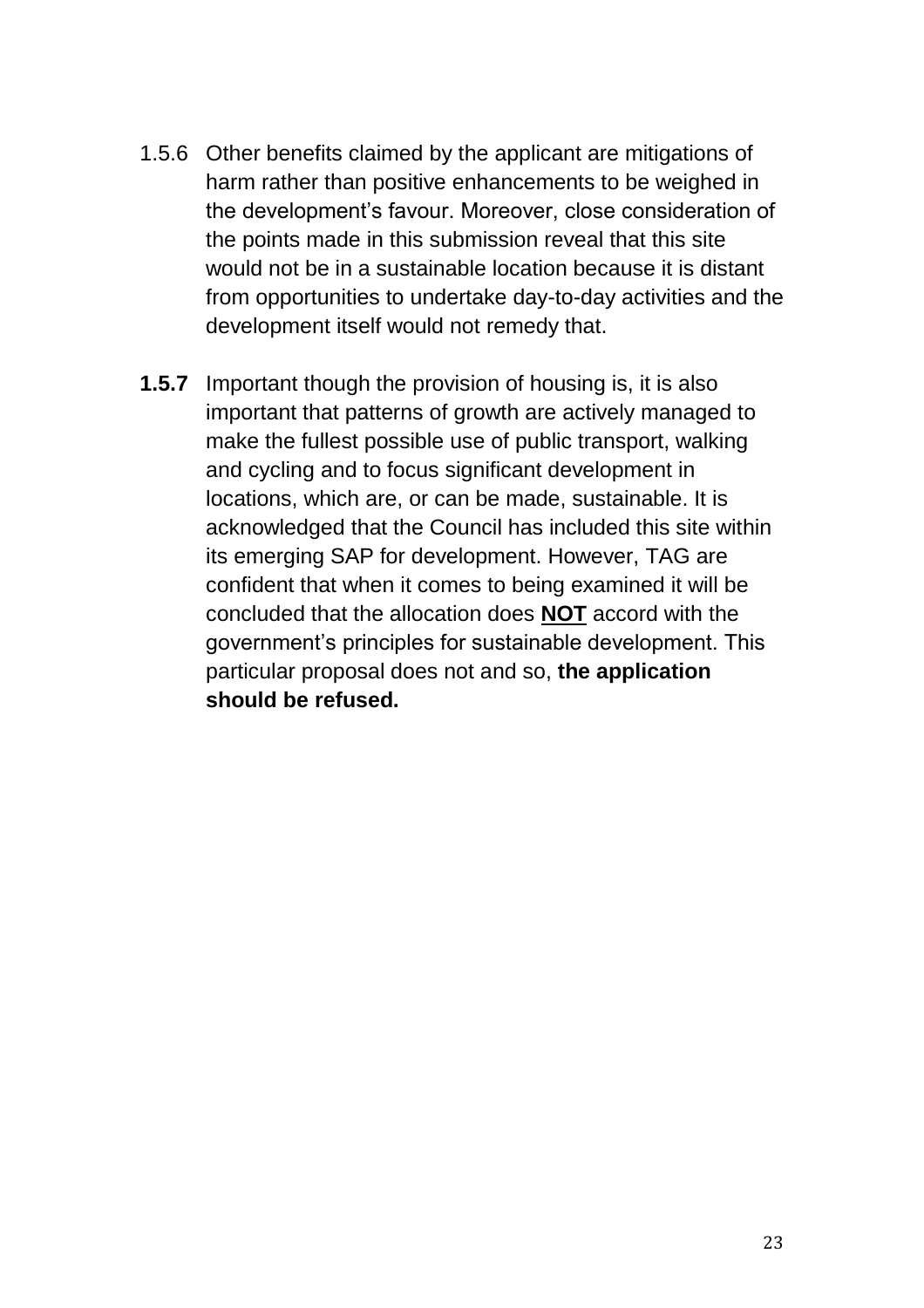1.5.6 Other benefits claimed by the applicant are mitigations of harm rather than positive enhancements to be weighed in the development's favour. Moreover, close consideration of the points made in this submission reveal that this site would not be in a sustainable location because it is distant from opportunities to undertake day-to-day activities and the development itself would not remedy that.

**1.5.7** Important though the provision of housing is, it is also important that patterns of growth are actively managed to make the fullest possible use of public transport, walking and cycling and to focus significant development in locations, which are, or can be made, sustainable. It is acknowledged that the Council has included this site within its emerging SAP for development. However, TAG are confident that when it comes to being examined it will be concluded that the allocation does **<u>NOT</u>** accord with the government's principles for sustainable development. This particular proposal does not and so, **the application should be refused.**